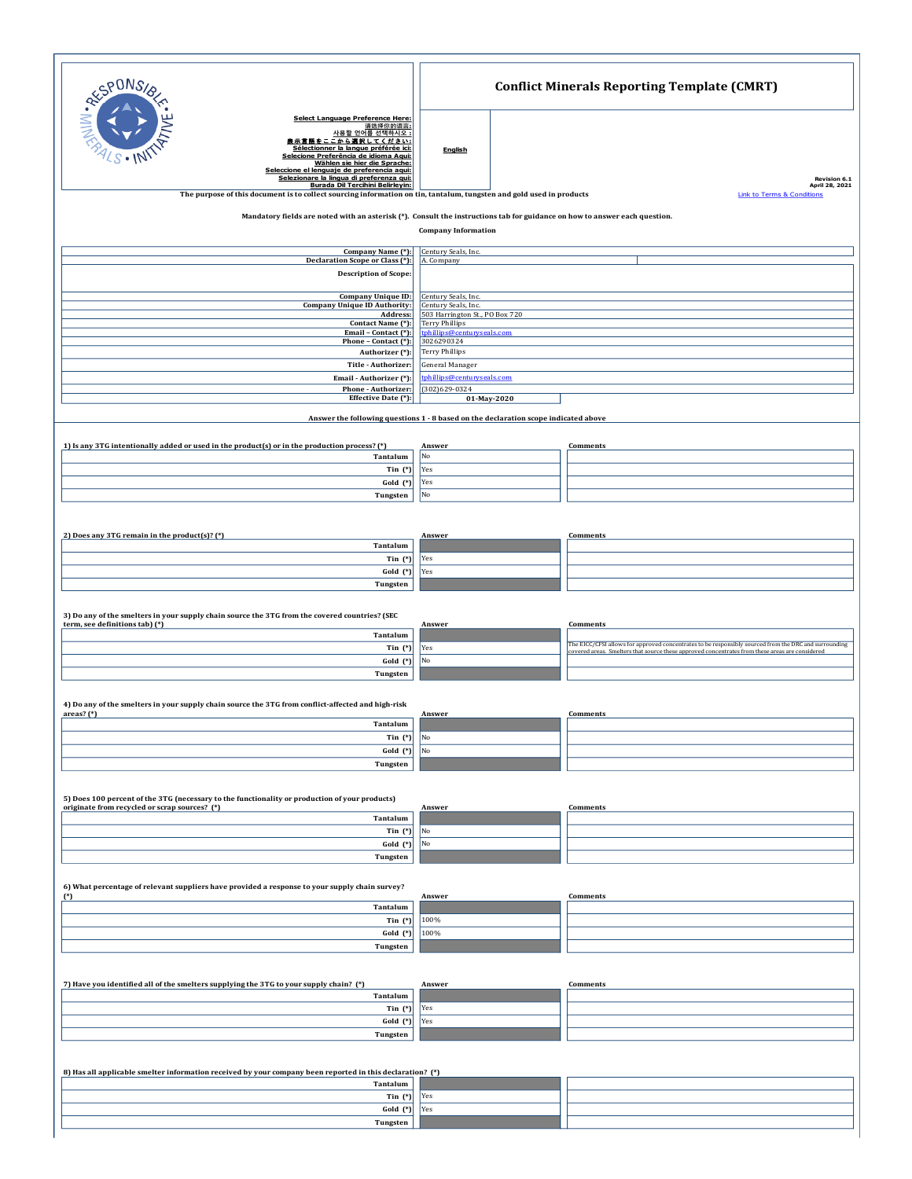# Conflict Minerals Reporting Template (CMRT)

Select Language Preference Here:
请选择你的语言:
사용할 언어를 선택하시오 :
表示言語をここから選択してください:
Sélectionner la langue préférée ici:
Selecione Preferência de idioma Aqui:
Wählen sie hier die Sprache:
Seleccione el lenguaje de preferencia aqui:
Selezionare la lingua di preferenza qui:
Burada Dil Tercihini Belirleyin:

English

Revision 6.1
April 28, 2021

The purpose of this document is to collect sourcing information on tin, tantalum, tungsten and gold used in products

Link to Terms & Conditions

Mandatory fields are noted with an asterisk (*). Consult the instructions tab for guidance on how to answer each question.

## Company Information

| | |
|---|---|
| Company Name (*): | Century Seals, Inc. |
| Declaration Scope or Class (*): | A. Company |
| Description of Scope: | |
| Company Unique ID: | Century Seals, Inc. |
| Company Unique ID Authority: | Century Seals, Inc. |
| Address: | 503 Harrington St., PO Box 720 |
| Contact Name (*): | Terry Phillips |
| Email – Contact (*): | tphillips@centuryseals.com |
| Phone – Contact (*): | 3026290324 |
| Authorizer (*): | Terry Phillips |
| Title - Authorizer: | General Manager |
| Email - Authorizer: | tphillips@centuryseals.com |
| Phone - Authorizer: | (302)629-0324 |
| Effective Date (*): | 01-May-2020 |

Answer the following questions 1 - 8 based on the declaration scope indicated above

| 1) Is any 3TG intentionally added or used in the product(s) or in the production process? (*) | Answer | Comments |
|---|---|---|
| Tantalum | No | |
| Tin (*) | Yes | |
| Gold (*) | Yes | |
| Tungsten | No | |

| 2) Does any 3TG remain in the product(s)? (*) | Answer | Comments |
|---|---|---|
| Tantalum | | |
| Tin (*) | Yes | |
| Gold (*) | Yes | |
| Tungsten | | |

| 3) Do any of the smelters in your supply chain source the 3TG from the covered countries? (SEC term, see definitions tab) (*) | Answer | Comments |
|---|---|---|
| Tantalum | | |
| Tin (*) | Yes | The EICC/GeSI allows for approved concentrates to be responsibly sourced from the DRC and surrounding covered areas. Smelters that source these approved concentrates from these areas are considered |
| Gold (*) | No | |
| Tungsten | | |

| 4) Do any of the smelters in your supply chain source the 3TG from conflict-affected and high-risk areas? (*) | Answer | Comments |
|---|---|---|
| Tantalum | | |
| Tin (*) | No | |
| Gold (*) | No | |
| Tungsten | | |

| 5) Does 100 percent of the 3TG (necessary to the functionality or production of your products) originate from recycled or scrap sources? (*) | Answer | Comments |
|---|---|---|
| Tantalum | | |
| Tin (*) | No | |
| Gold (*) | No | |
| Tungsten | | |

| 6) What percentage of relevant suppliers have provided a response to your supply chain survey? (*) | Answer | Comments |
|---|---|---|
| Tantalum | | |
| Tin (*) | 100% | |
| Gold (*) | 100% | |
| Tungsten | | |

| 7) Have you identified all of the smelters supplying the 3TG to your supply chain? (*) | Answer | Comments |
|---|---|---|
| Tantalum | | |
| Tin (*) | Yes | |
| Gold (*) | Yes | |
| Tungsten | | |

| 8) Has all applicable smelter information received by your company been reported in this declaration? (*) | Answer | Comments |
|---|---|---|
| Tantalum | | |
| Tin (*) | Yes | |
| Gold (*) | Yes | |
| Tungsten | | |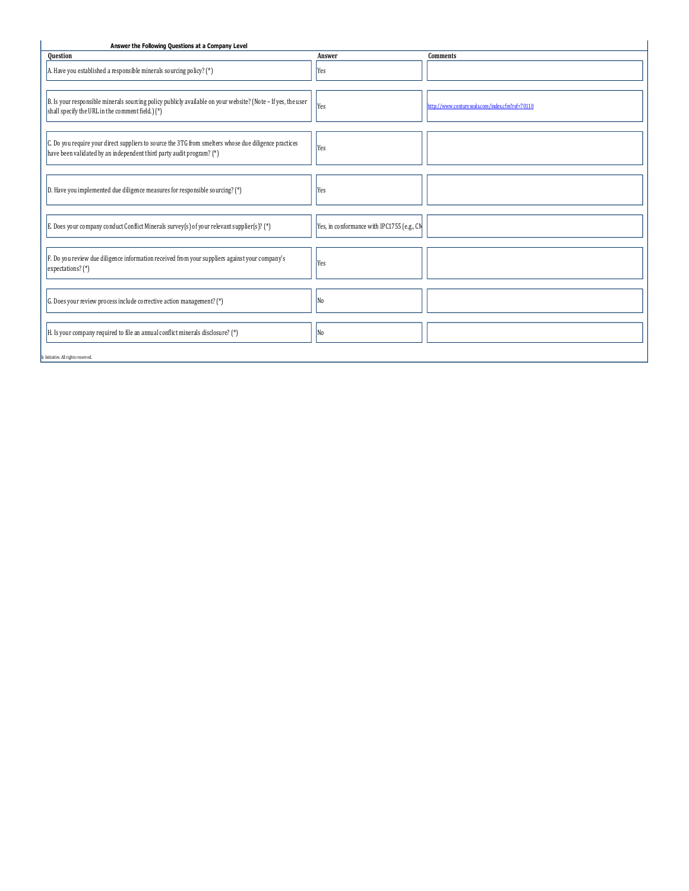**Answer the Following Questions at a Company Level**

| Question | Answer | Comments |
|---|---|---|
| A. Have you established a responsible minerals sourcing policy? (*) | Yes | |
| B. Is your responsible minerals sourcing policy publicly available on your website? (Note – If yes, the user shall specify the URL in the comment field.) (*) | Yes | http://www.centuryseals.com/index.cfm?ref=70110 |
| C. Do you require your direct suppliers to source the 3TG from smelters whose due diligence practices have been validated by an independent third party audit program? (*) | Yes | |
| D. Have you implemented due diligence measures for responsible sourcing? (*) | Yes | |
| E. Does your company conduct Conflict Minerals survey(s) of your relevant supplier(s)? (*) | Yes, in conformance with IPC1755 (e.g., CM | |
| F. Do you review due diligence information received from your suppliers against your company's expectations? (*) | Yes | |
| G. Does your review process include corrective action management? (*) | No | |
| H. Is your company required to file an annual conflict minerals disclosure? (*) | No | |

ls Initiative. All rights reserved.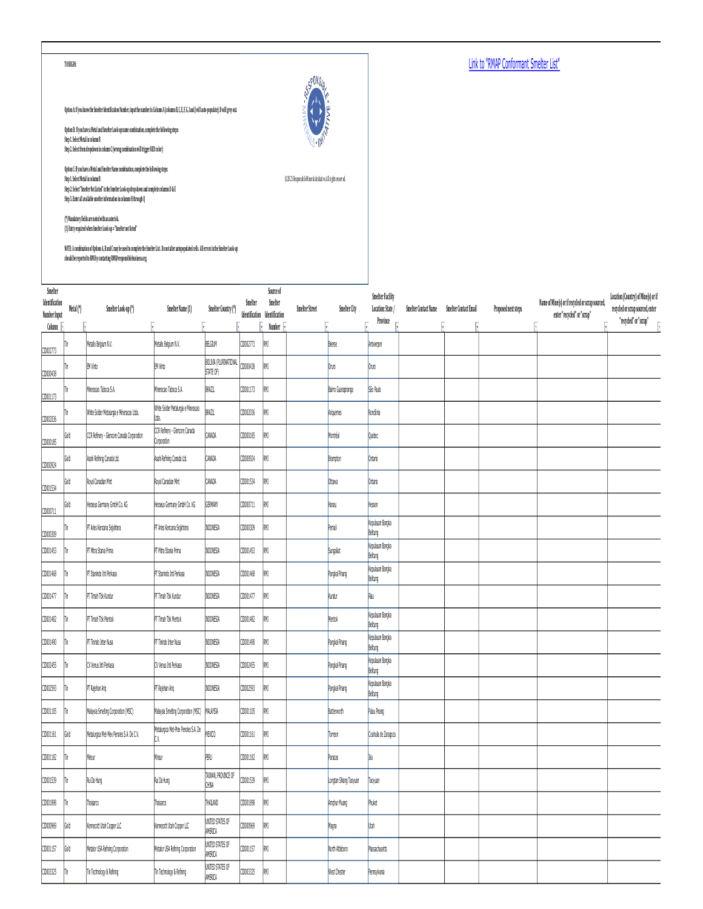TO BEGIN:

Option A: If you know the Smelter Identification Number, input the number in Column A (columns B, C, E, F, G, I and J will auto-populate); D will grey out.

Option B: If you have a Metal and Smelter Look-up name combination, complete the following steps:
Step 1. Select Metal in column B
Step 2. Select from dropdown in column C (wrong combination will trigger RED color)

Option C: If you have a Metal and Smelter Name combination, complete the following steps:
Step 1. Select Metal in column B
Step 2: Select "Smelter Not Listed" in the Smelter Look-up drop down and complete columns D & E
Step 3. Enter all available smelter information in columns H through Q

(*) Mandatory fields are noted with an asterisk.
(1) Entry required when Smelter Look-up = "Smelter not listed"

NOTE: A combination of Options A, B and C may be used to complete the Smelter List. Do not alter autopopulated cells. All errors in the Smelter Look-up should be reported to RMI by contacting RMI@responsiblebusiness.org.

© 2023 Responsible Minerals Initiative. All rights reserved.

Link to "RMAP Conformant Smelter List"

| Smelter Identification Number Input Column | Metal (*) | Smelter Look-up (*) | Smelter Name (1) | Smelter Country (*) | Smelter Identification | Source of Smelter Identification Number | Smelter Street | Smelter City | Smelter Facility Location: State / Province | Smelter Contact Name | Smelter Contact Email | Proposed next steps | Name of Mine(s) or if recycled or scrap sourced, enter "recycled" or "scrap" | Location (Country) of Mine(s) or if recycled or scrap sourced, enter "recycled" or "scrap" |
|---|---|---|---|---|---|---|---|---|---|---|---|---|---|---|
| CID002773 | Tin | Metallo Belgium N.V. | Metallo Belgium N.V. | BELGIUM | CID002773 | RMI | | Beerse | Antwerpen | | | | | |
| CID000438 | Tin | EM Vinto | EM Vinto | BOLIVIA (PLURINATIONAL STATE OF) | CID000438 | RMI | | Oruro | Oruro | | | | | |
| CID001173 | Tin | Mineracao Taboca S.A. | Mineracao Taboca S.A. | BRAZIL | CID001173 | RMI | | Bairro Guarapiranga | São Paulo | | | | | |
| CID002036 | Tin | White Solder Metalurgia e Mineracao Ltda. | White Solder Metalurgia e Mineracao Ltda. | BRAZIL | CID002036 | RMI | | Ariquemes | Rondônia | | | | | |
| CID000185 | Gold | CCR Refinery - Glencore Canada Corporation | CCR Refinery - Glencore Canada Corporation | CANADA | CID000185 | RMI | | Montréal | Quebec | | | | | |
| CID000924 | Gold | Asahi Refining Canada Ltd. | Asahi Refining Canada Ltd. | CANADA | CID000924 | RMI | | Brampton | Ontario | | | | | |
| CID001534 | Gold | Royal Canadian Mint | Royal Canadian Mint | CANADA | CID001534 | RMI | | Ottawa | Ontario | | | | | |
| CID000711 | Gold | Heraeus Germany GmbH Co. KG | Heraeus Germany GmbH Co. KG | GERMANY | CID000711 | RMI | | Hanau | Hessen | | | | | |
| CID000309 | Tin | PT Aries Kencana Sejahtera | PT Aries Kencana Sejahtera | INDONESIA | CID000309 | RMI | | Pemali | Kepulauan Bangka Belitung | | | | | |
| CID001453 | Tin | PT Mitra Stania Prima | PT Mitra Stania Prima | INDONESIA | CID001453 | RMI | | Sungailiat | Kepulauan Bangka Belitung | | | | | |
| CID001468 | Tin | PT Stanindo Inti Perkasa | PT Stanindo Inti Perkasa | INDONESIA | CID001468 | RMI | | Pangkal Pinang | Kepulauan Bangka Belitung | | | | | |
| CID001477 | Tin | PT Timah Tbk Kundur | PT Timah Tbk Kundur | INDONESIA | CID001477 | RMI | | Kundur | Riau | | | | | |
| CID001482 | Tin | PT Timah Tbk Mentok | PT Timah Tbk Mentok | INDONESIA | CID001482 | RMI | | Mentok | Kepulauan Bangka Belitung | | | | | |
| CID001490 | Tin | PT Tinindo Inter Nusa | PT Tinindo Inter Nusa | INDONESIA | CID001490 | RMI | | Pangkal Pinang | Kepulauan Bangka Belitung | | | | | |
| CID002455 | Tin | CV Venus Inti Perkasa | CV Venus Inti Perkasa | INDONESIA | CID002455 | RMI | | Pangkal Pinang | Kepulauan Bangka Belitung | | | | | |
| CID002593 | Tin | PT Rajehan Ariq | PT Rajehan Ariq | INDONESIA | CID002593 | RMI | | Pangkal Pinang | Kepulauan Bangka Belitung | | | | | |
| CID001105 | Tin | Malaysia Smelting Corporation (MSC) | Malaysia Smelting Corporation (MSC) | MALAYSIA | CID001105 | RMI | | Butterworth | Pulau Pinang | | | | | |
| CID001161 | Gold | Metalurgica Met-Mex Penoles S.A. De C.V. | Metalurgica Met-Mex Penoles S.A. De C.V. | MEXICO | CID001161 | RMI | | Torreon | Coahuila de Zaragoza | | | | | |
| CID001182 | Tin | Minsur | Minsur | PERU | CID001182 | RMI | | Paracas | Ica | | | | | |
| CID001539 | Tin | Rui Da Hung | Rui Da Hung | TAIWAN, PROVINCE OF CHINA | CID001539 | RMI | | Longtan Shiang Taoyuan | Taoyuan | | | | | |
| CID001898 | Tin | Thaisarco | Thaisarco | THAILAND | CID001898 | RMI | | Amphur Muang | Phuket | | | | | |
| CID000969 | Gold | Kennecott Utah Copper LLC | Kennecott Utah Copper LLC | UNITED STATES OF AMERICA | CID000969 | RMI | | Magna | Utah | | | | | |
| CID001157 | Gold | Metalor USA Refining Corporation | Metalor USA Refining Corporation | UNITED STATES OF AMERICA | CID001157 | RMI | | North Attleboro | Massachusetts | | | | | |
| CID003325 | Tin | Tin Technology & Refining | Tin Technology & Refining | UNITED STATES OF AMERICA | CID003325 | RMI | | West Chester | Pennsylvania | | | | | |